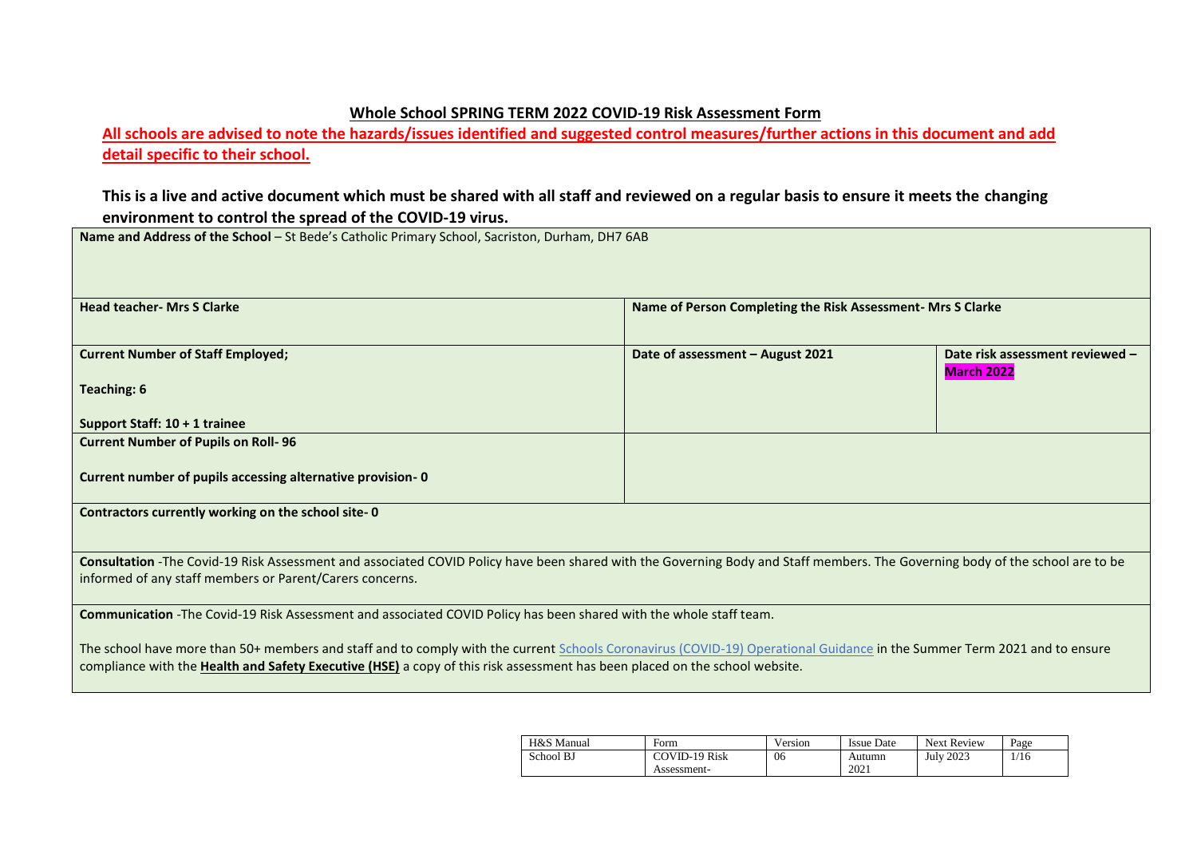**Whole School SPRING TERM 2022 COVID-19 Risk Assessment Form**

**All schools are advised to note the hazards/issues identified and suggested control measures/further actions in this document and add detail specific to their school.**

**This is a live and active document which must be shared with all staff and reviewed on a regular basis to ensure it meets the changing environment to control the spread of the COVID-19 virus.**

| | | |
|---|---|---|
| **Name and Address of the School** – St Bede's Catholic Primary School, Sacriston, Durham, DH7 6AB | | |
| **Head teacher- Mrs S Clarke** | **Name of Person Completing the Risk Assessment- Mrs S Clarke** | |
| **Current Number of Staff Employed;**<br><br>**Teaching: 6**<br><br>**Support Staff: 10 + 1 trainee** | **Date of assessment – August 2021** | **Date risk assessment reviewed – March 2022** |
| **Current Number of Pupils on Roll- 96**<br><br>**Current number of pupils accessing alternative provision- 0** | | |
| **Contractors currently working on the school site- 0** | | |
| **Consultation** -The Covid-19 Risk Assessment and associated COVID Policy have been shared with the Governing Body and Staff members. The Governing body of the school are to be informed of any staff members or Parent/Carers concerns. | | |
| **Communication** -The Covid-19 Risk Assessment and associated COVID Policy has been shared with the whole staff team.<br><br>The school have more than 50+ members and staff and to comply with the current Schools Coronavirus (COVID-19) Operational Guidance in the Summer Term 2021 and to ensure compliance with the **Health and Safety Executive (HSE)** a copy of this risk assessment has been placed on the school website. | | |

| H&S Manual | Form | Version | Issue Date | Next Review |
|---|---|---|---|---|
| School BJ | COVID-19 Risk Assessment- | 06 | Autumn 2021 | July 2023 |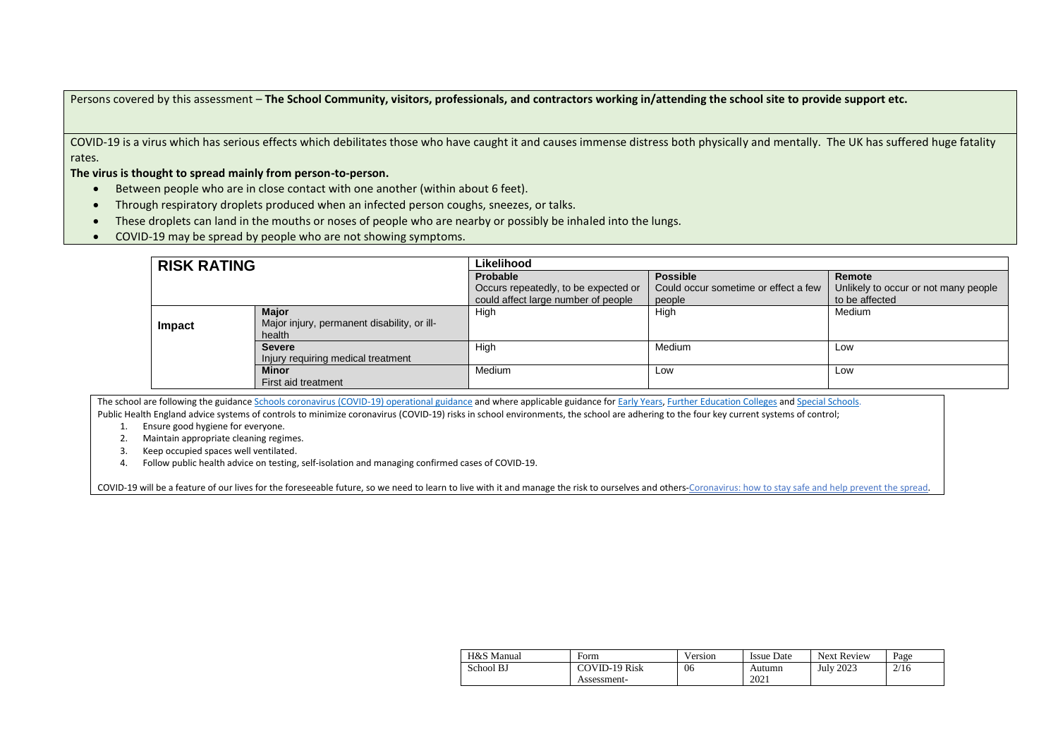Persons covered by this assessment – **The School Community, visitors, professionals, and contractors working in/attending the school site to provide support etc.**

COVID-19 is a virus which has serious effects which debilitates those who have caught it and causes immense distress both physically and mentally. The UK has suffered huge fatality rates.

**The virus is thought to spread mainly from person-to-person.**

- Between people who are in close contact with one another (within about 6 feet).
- Through respiratory droplets produced when an infected person coughs, sneezes, or talks.
- These droplets can land in the mouths or noses of people who are nearby or possibly be inhaled into the lungs.
- COVID-19 may be spread by people who are not showing symptoms.

| **RISK RATING** | | **Likelihood** | | |
|---|---|---|---|---|
| | | **Probable** Occurs repeatedly, to be expected or could affect large number of people | **Possible** Could occur sometime or effect a few people | **Remote** Unlikely to occur or not many people to be affected |
| **Impact** | **Major** Major injury, permanent disability, or ill-health | High | High | Medium |
| | **Severe** Injury requiring medical treatment | High | Medium | Low |
| | **Minor** First aid treatment | Medium | Low | Low |

The school are following the guidance Schools coronavirus (COVID-19) operational guidance and where applicable guidance for Early Years, Further Education Colleges and Special Schools.
Public Health England advice systems of controls to minimize coronavirus (COVID-19) risks in school environments, the school are adhering to the four key current systems of control;

1. Ensure good hygiene for everyone.
2. Maintain appropriate cleaning regimes.
3. Keep occupied spaces well ventilated.
4. Follow public health advice on testing, self-isolation and managing confirmed cases of COVID-19.

COVID-19 will be a feature of our lives for the foreseeable future, so we need to learn to live with it and manage the risk to ourselves and others-Coronavirus: how to stay safe and help prevent the spread.

| H&S Manual | Form | Version | Issue Date | Next Review | Page |
|---|---|---|---|---|---|
| School BJ | COVID-19 Risk Assessment- | 06 | Autumn 2021 | July 2023 | 2/16 |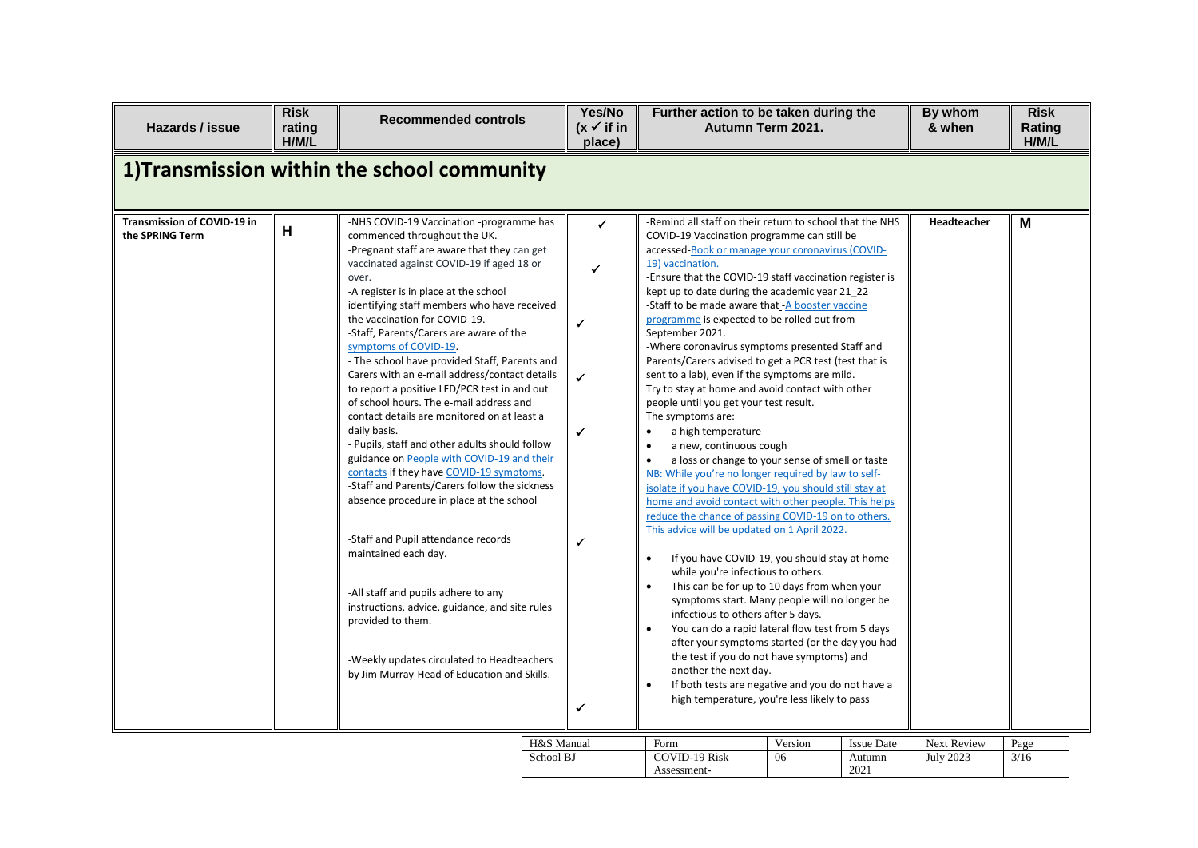| Hazards / issue | Risk rating H/M/L | Recommended controls | Yes/No (x ✓ if in place) | Further action to be taken during the Autumn Term 2021. | By whom & when | Risk Rating H/M/L |
|---|---|---|---|---|---|---|
| **1)Transmission within the school community** | | | | | | |
| **Transmission of COVID-19 in the SPRING Term** | **H** | -NHS COVID-19 Vaccination -programme has commenced throughout the UK.<br>-Pregnant staff are aware that they can get vaccinated against COVID-19 if aged 18 or over.<br>-A register is in place at the school identifying staff members who have received the vaccination for COVID-19.<br>-Staff, Parents/Carers are aware of the symptoms of COVID-19.<br>- The school have provided Staff, Parents and Carers with an e-mail address/contact details to report a positive LFD/PCR test in and out of school hours. The e-mail address and contact details are monitored on at least a daily basis.<br>- Pupils, staff and other adults should follow guidance on People with COVID-19 and their contacts if they have COVID-19 symptoms.<br>-Staff and Parents/Carers follow the sickness absence procedure in place at the school<br><br>-Staff and Pupil attendance records maintained each day.<br><br>-All staff and pupils adhere to any instructions, advice, guidance, and site rules provided to them.<br><br>-Weekly updates circulated to Headteachers by Jim Murray-Head of Education and Skills. | ✓<br>✓<br>✓<br>✓<br>✓<br>✓<br>✓ | -Remind all staff on their return to school that the NHS COVID-19 Vaccination programme can still be accessed-Book or manage your coronavirus (COVID-19) vaccination.<br>-Ensure that the COVID-19 staff vaccination register is kept up to date during the academic year 21_22<br>-Staff to be made aware that -A booster vaccine programme is expected to be rolled out from September 2021.<br>-Where coronavirus symptoms presented Staff and Parents/Carers advised to get a PCR test (test that is sent to a lab), even if the symptoms are mild.<br>Try to stay at home and avoid contact with other people until you get your test result.<br>The symptoms are:<br>• a high temperature<br>• a new, continuous cough<br>• a loss or change to your sense of smell or taste<br>NB: While you're no longer required by law to self-isolate if you have COVID-19, you should still stay at home and avoid contact with other people. This helps reduce the chance of passing COVID-19 on to others. This advice will be updated on 1 April 2022.<br><br>• If you have COVID-19, you should stay at home while you're infectious to others.<br>• This can be for up to 10 days from when your symptoms start. Many people will no longer be infectious to others after 5 days.<br>• You can do a rapid lateral flow test from 5 days after your symptoms started (or the day you had the test if you do not have symptoms) and another the next day.<br>• If both tests are negative and you do not have a high temperature, you're less likely to pass | **Headteacher** | **M** |

| H&S Manual | Form | Version | Issue Date | Next Review |
|---|---|---|---|---|
| School BJ | COVID-19 Risk Assessment- | 06 | Autumn 2021 | July 2023 |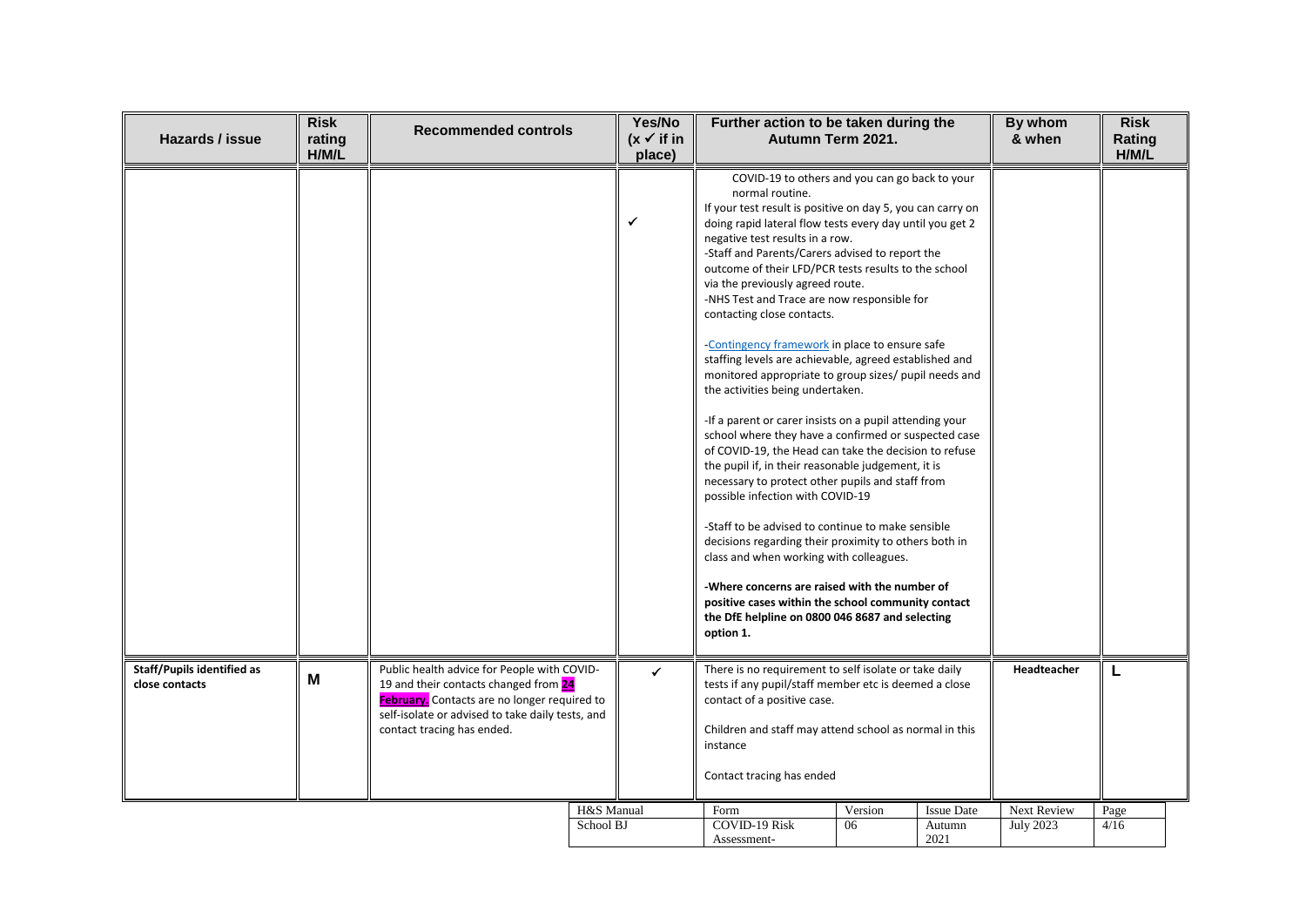| Hazards / issue | Risk rating H/M/L | Recommended controls | Yes/No (x ✓ if in place) | Further action to be taken during the Autumn Term 2021. | By whom & when | Risk Rating H/M/L |
|---|---|---|---|---|---|---|
| | | | ✓ | COVID-19 to others and you can go back to your normal routine.<br>If your test result is positive on day 5, you can carry on doing rapid lateral flow tests every day until you get 2 negative test results in a row.<br>-Staff and Parents/Carers advised to report the outcome of their LFD/PCR tests results to the school via the previously agreed route.<br>-NHS Test and Trace are now responsible for contacting close contacts.<br><br>-Contingency framework in place to ensure safe staffing levels are achievable, agreed established and monitored appropriate to group sizes/ pupil needs and the activities being undertaken.<br><br>-If a parent or carer insists on a pupil attending your school where they have a confirmed or suspected case of COVID-19, the Head can take the decision to refuse the pupil if, in their reasonable judgement, it is necessary to protect other pupils and staff from possible infection with COVID-19<br><br>-Staff to be advised to continue to make sensible decisions regarding their proximity to others both in class and when working with colleagues.<br><br>**-Where concerns are raised with the number of positive cases within the school community contact the DfE helpline on 0800 046 8687 and selecting option 1.** | | |
| **Staff/Pupils identified as close contacts** | M | Public health advice for People with COVID-19 and their contacts changed from **24 February.** Contacts are no longer required to self-isolate or advised to take daily tests, and contact tracing has ended. | ✓ | There is no requirement to self isolate or take daily tests if any pupil/staff member etc is deemed a close contact of a positive case.<br><br>Children and staff may attend school as normal in this instance<br><br>Contact tracing has ended | **Headteacher** | L |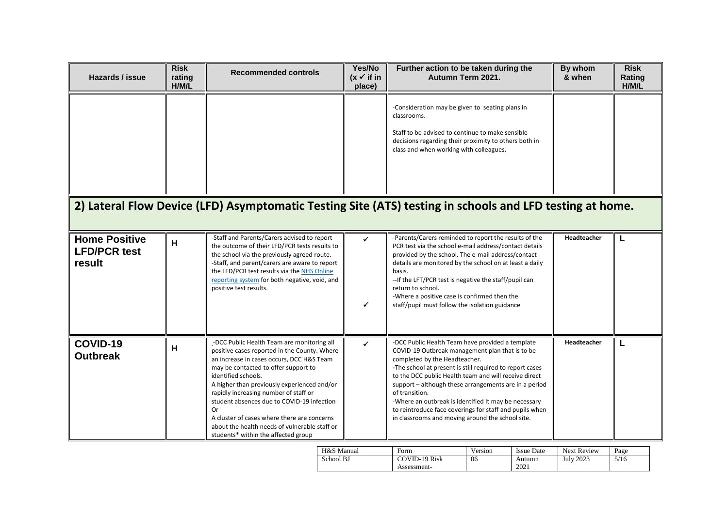| Hazards / issue | Risk rating H/M/L | Recommended controls | Yes/No (x ✓ if in place) | Further action to be taken during the Autumn Term 2021. | By whom & when | Risk Rating H/M/L |
|---|---|---|---|---|---|---|
| | | | | -Consideration may be given to seating plans in classrooms.<br><br>Staff to be advised to continue to make sensible decisions regarding their proximity to others both in class and when working with colleagues. | | |

## 2) Lateral Flow Device (LFD) Asymptomatic Testing Site (ATS) testing in schools and LFD testing at home.

| Hazards / issue | Risk rating H/M/L | Recommended controls | Yes/No (x ✓ if in place) | Further action to be taken during the Autumn Term 2021. | By whom & when | Risk Rating H/M/L |
|---|---|---|---|---|---|---|
| **Home Positive LFD/PCR test result** | H | -Staff and Parents/Carers advised to report the outcome of their LFD/PCR tests results to the school via the previously agreed route.<br>-Staff, and parent/carers are aware to report the LFD/PCR test results via the NHS Online reporting system for both negative, void, and positive test results. | ✓<br><br>✓ | -Parents/Carers reminded to report the results of the PCR test via the school e-mail address/contact details provided by the school. The e-mail address/contact details are monitored by the school on at least a daily basis.<br>--If the LFT/PCR test is negative the staff/pupil can return to school.<br>-Where a positive case is confirmed then the staff/pupil must follow the isolation guidance | **Headteacher** | L |
| **COVID-19 Outbreak** | H | _-DCC Public Health Team are monitoring all positive cases reported in the County. Where an increase in cases occurs, DCC H&S Team may be contacted to offer support to identified schools.<br>A higher than previously experienced and/or rapidly increasing number of staff or student absences due to COVID-19 infection<br>Or<br>A cluster of cases where there are concerns about the health needs of vulnerable staff or students* within the affected group | ✓ | -DCC Public Health Team have provided a template COVID-19 Outbreak management plan that is to be completed by the Headteacher.<br>-The school at present is still required to report cases to the DCC public Health team and will receive direct support – although these arrangements are in a period of transition.<br>-Where an outbreak is identified It may be necessary to reintroduce face coverings for staff and pupils when in classrooms and moving around the school site. | **Headteacher** | L |

| H&S Manual | Form | Version | Issue Date | Next Review |
|---|---|---|---|---|
| School BJ | COVID-19 Risk Assessment- | 06 | Autumn 2021 | July 2023 |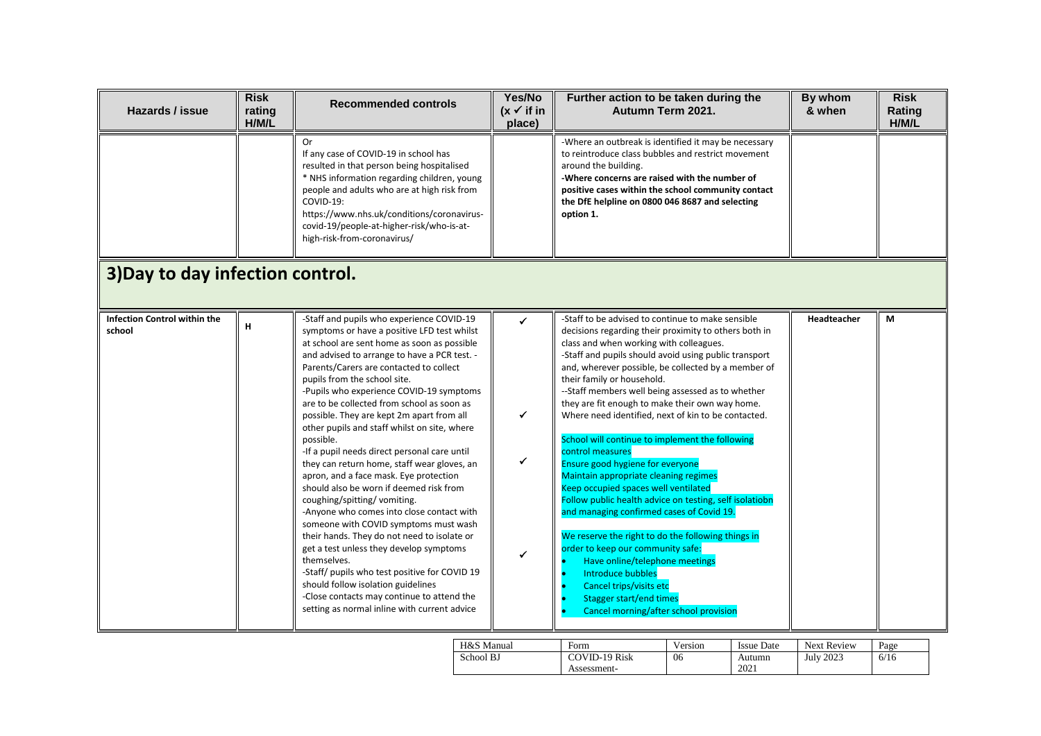| Hazards / issue | Risk rating H/M/L | Recommended controls | Yes/No (x ✓ if in place) | Further action to be taken during the Autumn Term 2021. | By whom & when | Risk Rating H/M/L |
|---|---|---|---|---|---|---|
| | | Or<br>If any case of COVID-19 in school has resulted in that person being hospitalised<br>* NHS information regarding children, young people and adults who are at high risk from COVID-19: https://www.nhs.uk/conditions/coronavirus-covid-19/people-at-higher-risk/who-is-at-high-risk-from-coronavirus/ | | -Where an outbreak is identified it may be necessary to reintroduce class bubbles and restrict movement around the building.<br>**-Where concerns are raised with the number of positive cases within the school community contact the DfE helpline on 0800 046 8687 and selecting option 1.** | | |

## 3)Day to day infection control.

| Hazards / issue | Risk rating H/M/L | Recommended controls | Yes/No (x ✓ if in place) | Further action to be taken during the Autumn Term 2021. | By whom & when | Risk Rating H/M/L |
|---|---|---|---|---|---|---|
| **Infection Control within the school** | **H** | -Staff and pupils who experience COVID-19 symptoms or have a positive LFD test whilst at school are sent home as soon as possible and advised to arrange to have a PCR test. -Parents/Carers are contacted to collect pupils from the school site.<br>-Pupils who experience COVID-19 symptoms are to be collected from school as soon as possible. They are kept 2m apart from all other pupils and staff whilst on site, where possible.<br>-If a pupil needs direct personal care until they can return home, staff wear gloves, an apron, and a face mask. Eye protection should also be worn if deemed risk from coughing/spitting/ vomiting.<br>-Anyone who comes into close contact with someone with COVID symptoms must wash their hands. They do not need to isolate or get a test unless they develop symptoms themselves.<br>-Staff/ pupils who test positive for COVID 19 should follow isolation guidelines<br>-Close contacts may continue to attend the setting as normal inline with current advice | ✓<br>✓<br>✓<br>✓ | -Staff to be advised to continue to make sensible decisions regarding their proximity to others both in class and when working with colleagues.<br>-Staff and pupils should avoid using public transport and, wherever possible, be collected by a member of their family or household.<br>--Staff members well being assessed as to whether they are fit enough to make their own way home. Where need identified, next of kin to be contacted.<br><br>School will continue to implement the following control measures<br>Ensure good hygiene for everyone<br>Maintain appropriate cleaning regimes<br>Keep occupied spaces well ventilated<br>Follow public health advice on testing, self isolatiobn and managing confirmed cases of Covid 19.<br><br>We reserve the right to do the following things in order to keep our community safe:<br>• Have online/telephone meetings<br>• Introduce bubbles<br>• Cancel trips/visits etc<br>• Stagger start/end times<br>• Cancel morning/after school provision | **Headteacher** | **M** |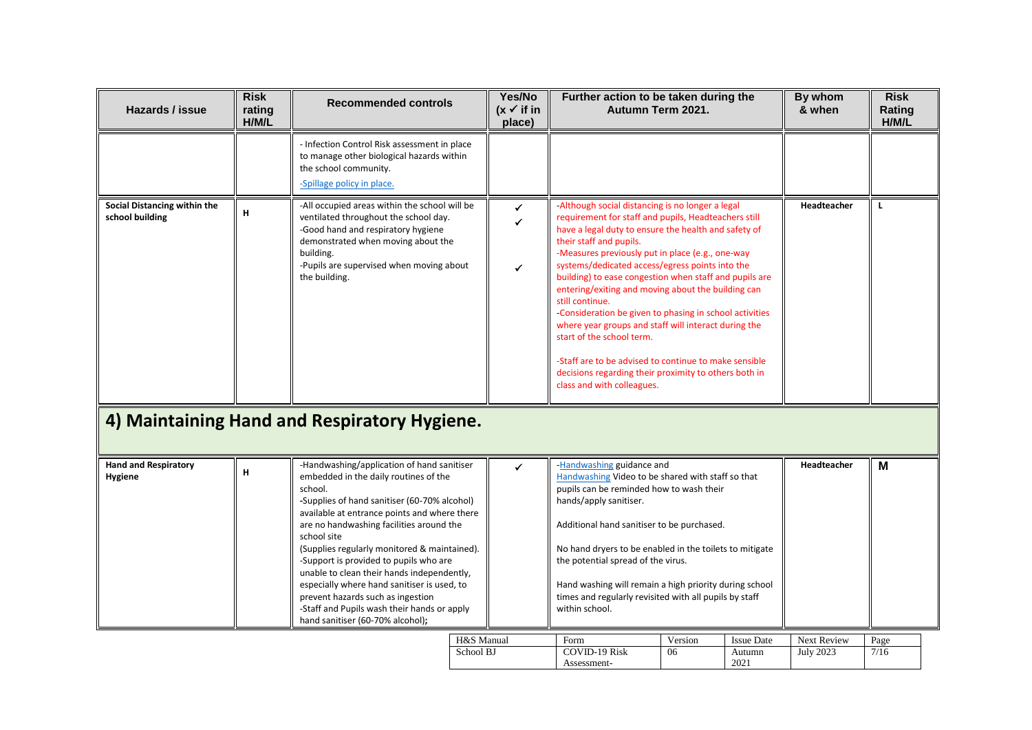| Hazards / issue | Risk rating H/M/L | Recommended controls | Yes/No (x ✓ if in place) | Further action to be taken during the Autumn Term 2021. | By whom & when | Risk Rating H/M/L |
|---|---|---|---|---|---|---|
| | | - Infection Control Risk assessment in place to manage other biological hazards within the school community.<br>-Spillage policy in place. | | | | |
| **Social Distancing within the school building** | **H** | -All occupied areas within the school will be ventilated throughout the school day.<br>-Good hand and respiratory hygiene demonstrated when moving about the building.<br>-Pupils are supervised when moving about the building. | ✓<br>✓<br>✓ | -Although social distancing is no longer a legal requirement for staff and pupils, Headteachers still have a legal duty to ensure the health and safety of their staff and pupils.<br>-Measures previously put in place (e.g., one-way systems/dedicated access/egress points into the building) to ease congestion when staff and pupils are entering/exiting and moving about the building can still continue.<br>-Consideration be given to phasing in school activities where year groups and staff will interact during the start of the school term.<br><br>-Staff are to be advised to continue to make sensible decisions regarding their proximity to others both in class and with colleagues. | **Headteacher** | **L** |

## 4) Maintaining Hand and Respiratory Hygiene.

| Hazards / issue | Risk rating H/M/L | Recommended controls | Yes/No (x ✓ if in place) | Further action to be taken during the Autumn Term 2021. | By whom & when | Risk Rating H/M/L |
|---|---|---|---|---|---|---|
| **Hand and Respiratory Hygiene** | **H** | -Handwashing/application of hand sanitiser embedded in the daily routines of the school.<br>-Supplies of hand sanitiser (60-70% alcohol) available at entrance points and where there are no handwashing facilities around the school site<br>(Supplies regularly monitored & maintained).<br>-Support is provided to pupils who are unable to clean their hands independently, especially where hand sanitiser is used, to prevent hazards such as ingestion<br>-Staff and Pupils wash their hands or apply hand sanitiser (60-70% alcohol); | ✓ | -Handwashing guidance and Handwashing Video to be shared with staff so that pupils can be reminded how to wash their hands/apply sanitiser.<br><br>Additional hand sanitiser to be purchased.<br><br>No hand dryers to be enabled in the toilets to mitigate the potential spread of the virus.<br><br>Hand washing will remain a high priority during school times and regularly revisited with all pupils by staff within school. | **Headteacher** | **M** |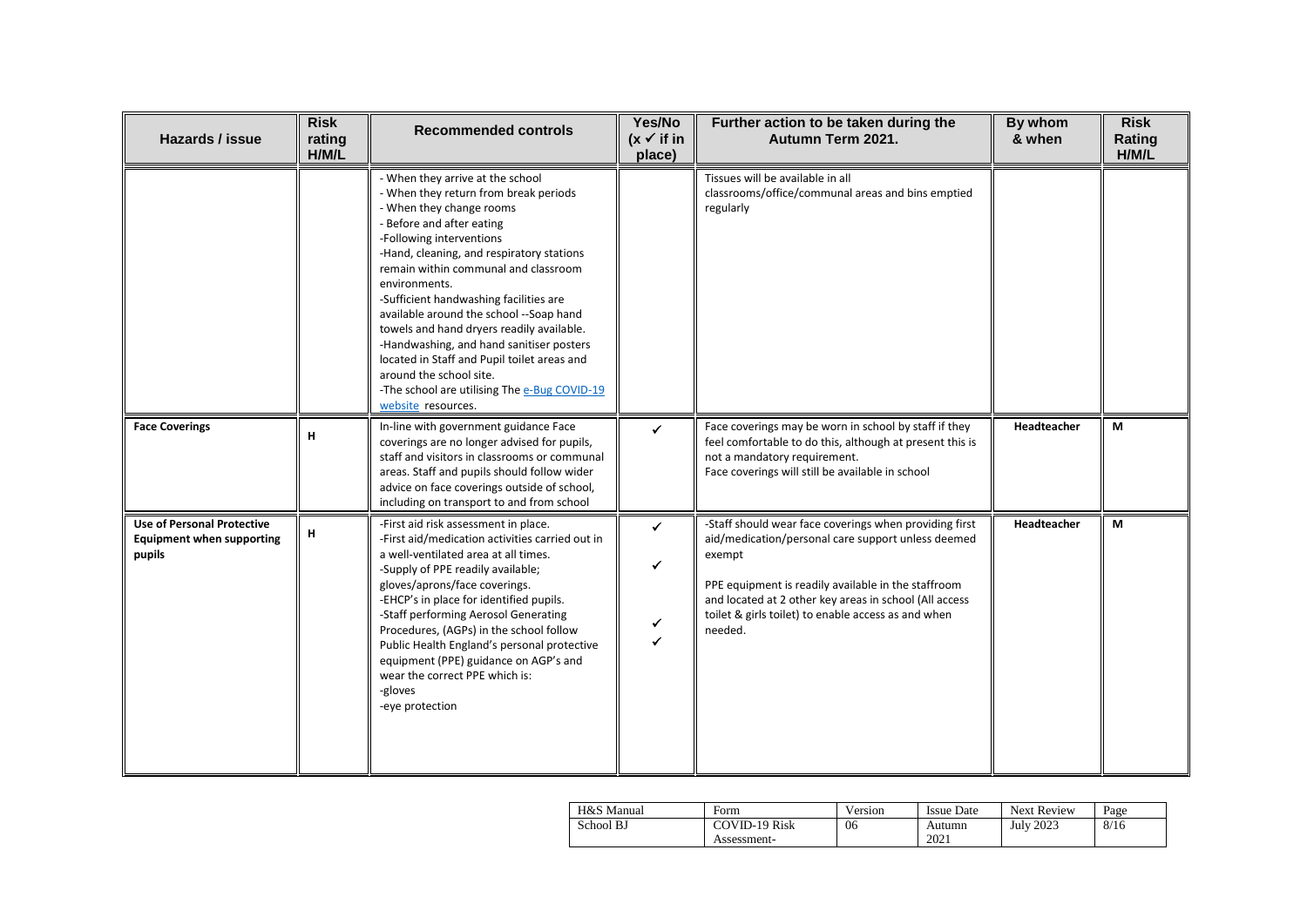| Hazards / issue | Risk rating H/M/L | Recommended controls | Yes/No (x ✓ if in place) | Further action to be taken during the Autumn Term 2021. | By whom & when | Risk Rating H/M/L |
|---|---|---|---|---|---|---|
| | | - When they arrive at the school<br>- When they return from break periods<br>- When they change rooms<br>- Before and after eating<br>-Following interventions<br>-Hand, cleaning, and respiratory stations remain within communal and classroom environments.<br>-Sufficient handwashing facilities are available around the school --Soap hand towels and hand dryers readily available.<br>-Handwashing, and hand sanitiser posters located in Staff and Pupil toilet areas and around the school site.<br>-The school are utilising The e-Bug COVID-19 website resources. | | Tissues will be available in all classrooms/office/communal areas and bins emptied regularly | | |
| **Face Coverings** | H | In-line with government guidance Face coverings are no longer advised for pupils, staff and visitors in classrooms or communal areas. Staff and pupils should follow wider advice on face coverings outside of school, including on transport to and from school | ✓ | Face coverings may be worn in school by staff if they feel comfortable to do this, although at present this is not a mandatory requirement.<br>Face coverings will still be available in school | **Headteacher** | **M** |
| **Use of Personal Protective Equipment when supporting pupils** | H | -First aid risk assessment in place.<br>-First aid/medication activities carried out in a well-ventilated area at all times.<br>-Supply of PPE readily available; gloves/aprons/face coverings.<br>-EHCP's in place for identified pupils.<br>-Staff performing Aerosol Generating Procedures, (AGPs) in the school follow Public Health England's personal protective equipment (PPE) guidance on AGP's and wear the correct PPE which is:<br>-gloves<br>-eye protection | ✓<br>✓<br>✓<br>✓ | -Staff should wear face coverings when providing first aid/medication/personal care support unless deemed exempt<br><br>PPE equipment is readily available in the staffroom and located at 2 other key areas in school (All access toilet & girls toilet) to enable access as and when needed. | **Headteacher** | **M** |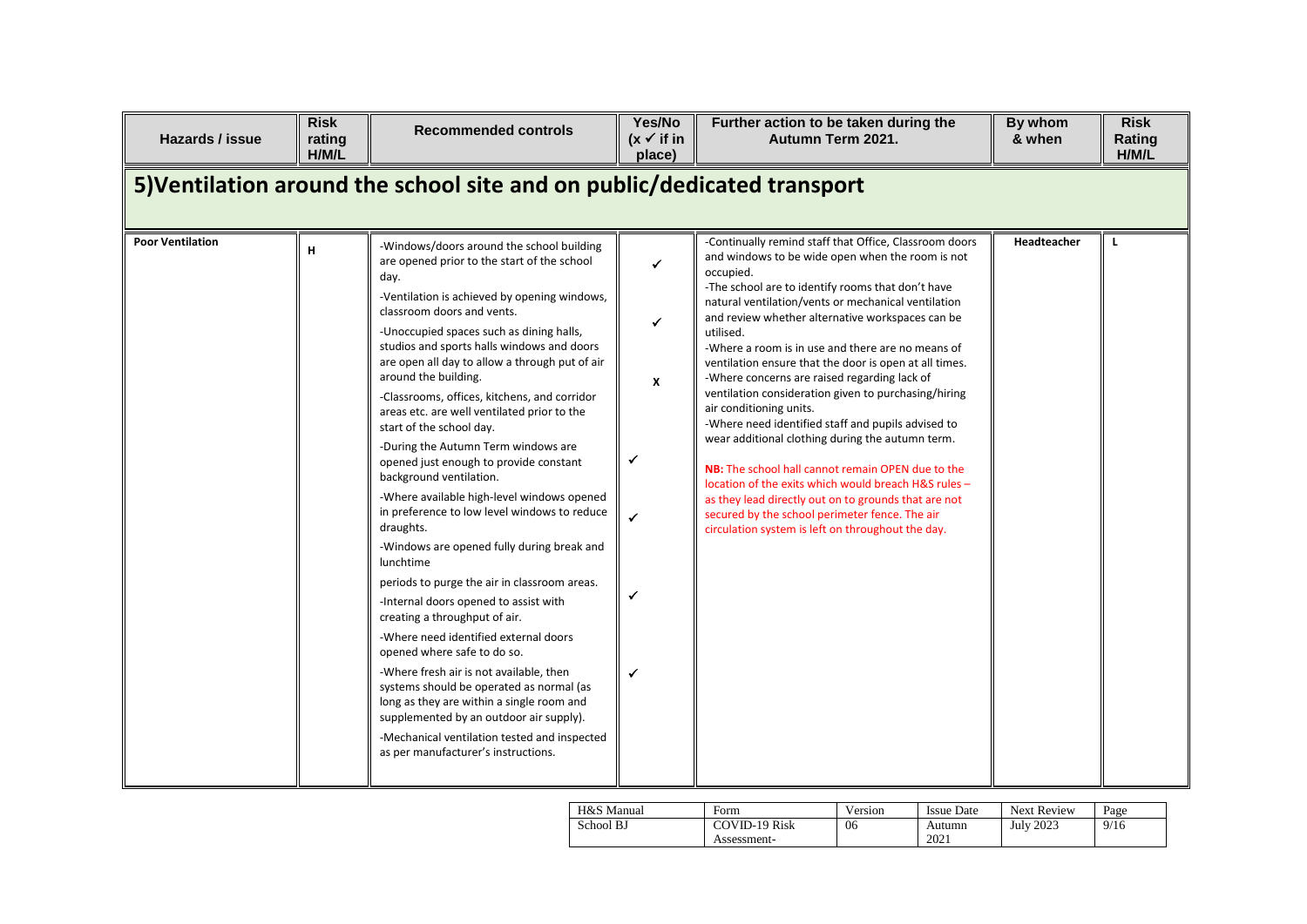| Hazards / issue | Risk rating H/M/L | Recommended controls | Yes/No (x ✓ if in place) | Further action to be taken during the Autumn Term 2021. | By whom & when | Risk Rating H/M/L |
|---|---|---|---|---|---|---|
| **5)Ventilation around the school site and on public/dedicated transport** | | | | | | |
| **Poor Ventilation** | **H** | -Windows/doors around the school building are opened prior to the start of the school day.<br>-Ventilation is achieved by opening windows, classroom doors and vents.<br>-Unoccupied spaces such as dining halls, studios and sports halls windows and doors are open all day to allow a through put of air around the building.<br>-Classrooms, offices, kitchens, and corridor areas etc. are well ventilated prior to the start of the school day.<br>-During the Autumn Term windows are opened just enough to provide constant background ventilation.<br>-Where available high-level windows opened in preference to low level windows to reduce draughts.<br>-Windows are opened fully during break and lunchtime periods to purge the air in classroom areas.<br>-Internal doors opened to assist with creating a throughput of air.<br>-Where need identified external doors opened where safe to do so.<br>-Where fresh air is not available, then systems should be operated as normal (as long as they are within a single room and supplemented by an outdoor air supply).<br>-Mechanical ventilation tested and inspected as per manufacturer's instructions. | ✓<br>✓<br>**X**<br>✓<br>✓<br>✓<br>✓ | -Continually remind staff that Office, Classroom doors and windows to be wide open when the room is not occupied.<br>-The school are to identify rooms that don't have natural ventilation/vents or mechanical ventilation and review whether alternative workspaces can be utilised.<br>-Where a room is in use and there are no means of ventilation ensure that the door is open at all times.<br>-Where concerns are raised regarding lack of ventilation consideration given to purchasing/hiring air conditioning units.<br>-Where need identified staff and pupils advised to wear additional clothing during the autumn term.<br><br>**NB:** The school hall cannot remain OPEN due to the location of the exits which would breach H&S rules – as they lead directly out on to grounds that are not secured by the school perimeter fence. The air circulation system is left on throughout the day. | **Headteacher** | **L** |

| H&S Manual | Form | Version | Issue Date | Next Review |
|---|---|---|---|---|
| School BJ | COVID-19 Risk Assessment- | 06 | Autumn 2021 | July 2023 |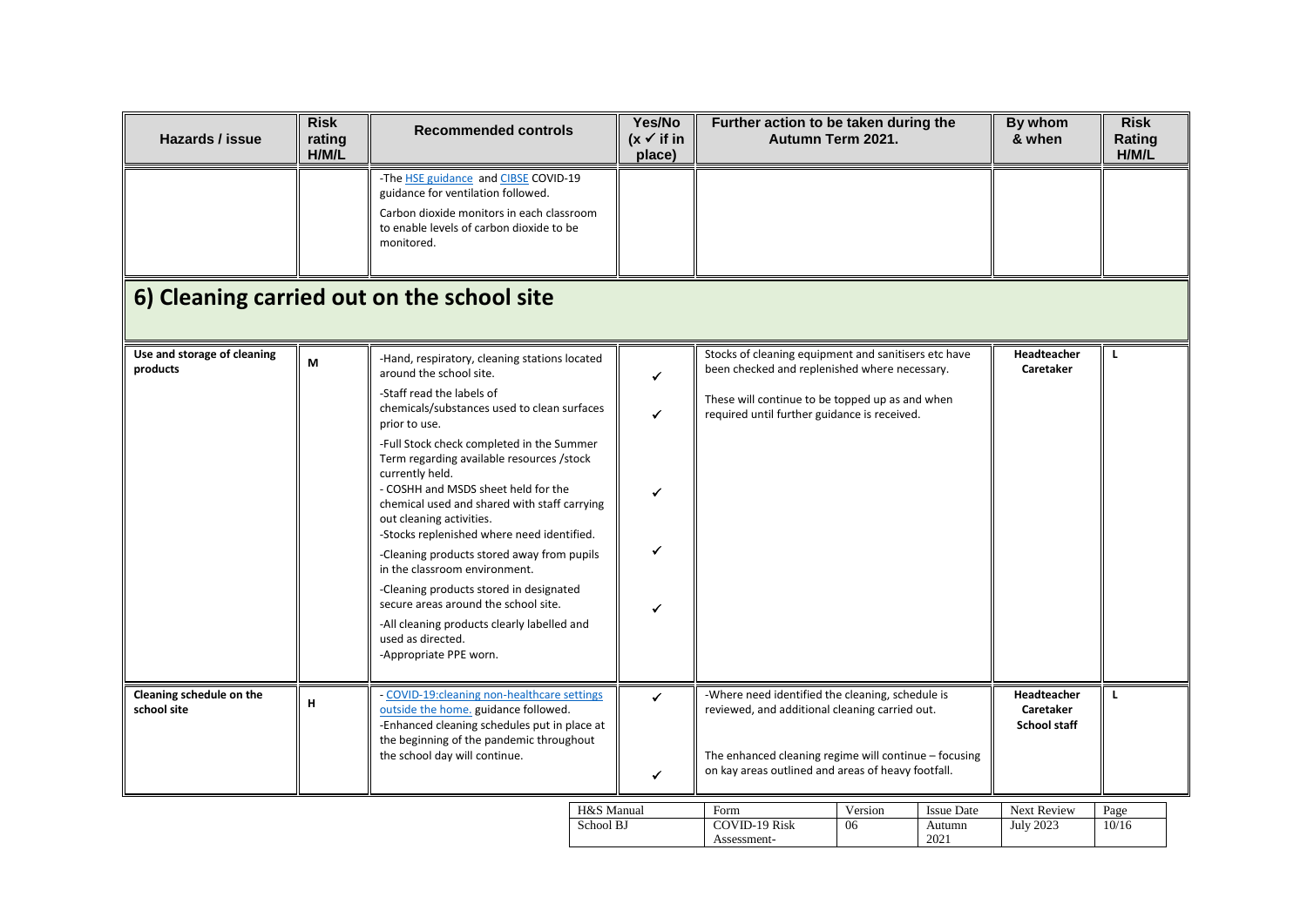| Hazards / issue | Risk rating H/M/L | Recommended controls | Yes/No (x ✓ if in place) | Further action to be taken during the Autumn Term 2021. | By whom & when | Risk Rating H/M/L |
|---|---|---|---|---|---|---|
| | | -The HSE guidance and CIBSE COVID-19 guidance for ventilation followed.<br>Carbon dioxide monitors in each classroom to enable levels of carbon dioxide to be monitored. | | | | |

## 6) Cleaning carried out on the school site

| Hazards / issue | Risk rating H/M/L | Recommended controls | Yes/No (x ✓ if in place) | Further action to be taken during the Autumn Term 2021. | By whom & when | Risk Rating H/M/L |
|---|---|---|---|---|---|---|
| **Use and storage of cleaning products** | **M** | -Hand, respiratory, cleaning stations located around the school site.<br>-Staff read the labels of chemicals/substances used to clean surfaces prior to use.<br>-Full Stock check completed in the Summer Term regarding available resources /stock currently held.<br>- COSHH and MSDS sheet held for the chemical used and shared with staff carrying out cleaning activities.<br>-Stocks replenished where need identified.<br>-Cleaning products stored away from pupils in the classroom environment.<br>-Cleaning products stored in designated secure areas around the school site.<br>-All cleaning products clearly labelled and used as directed.<br>-Appropriate PPE worn. | ✓<br>✓<br>✓<br>✓<br>✓ | Stocks of cleaning equipment and sanitisers etc have been checked and replenished where necessary.<br>These will continue to be topped up as and when required until further guidance is received. | **Headteacher Caretaker** | **L** |
| **Cleaning schedule on the school site** | **H** | - COVID-19:cleaning non-healthcare settings outside the home. guidance followed.<br>-Enhanced cleaning schedules put in place at the beginning of the pandemic throughout the school day will continue. | ✓<br>✓ | -Where need identified the cleaning, schedule is reviewed, and additional cleaning carried out.<br>The enhanced cleaning regime will continue – focusing on kay areas outlined and areas of heavy footfall. | **Headteacher Caretaker School staff** | **L** |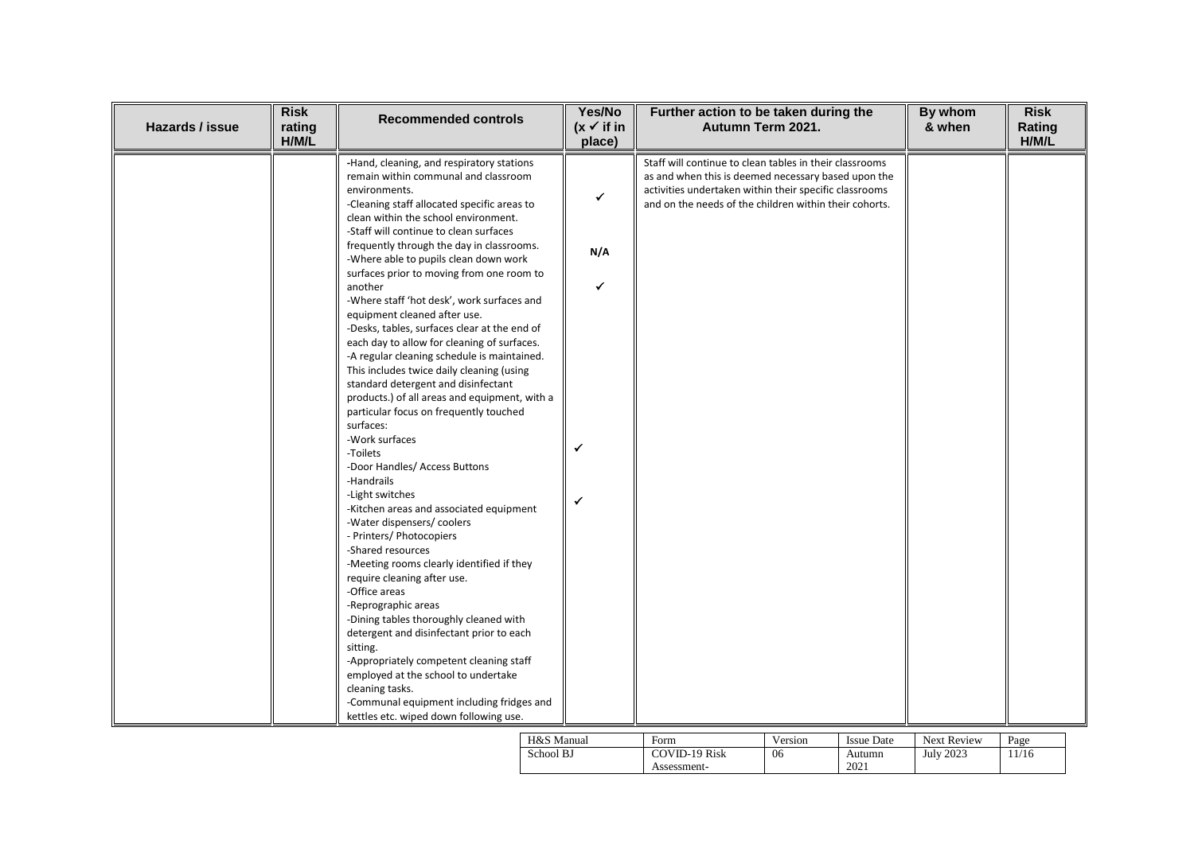| Hazards / issue | Risk rating H/M/L | Recommended controls | Yes/No (x ✓ if in place) | Further action to be taken during the Autumn Term 2021. | By whom & when | Risk Rating H/M/L |
|---|---|---|---|---|---|---|
| | | -Hand, cleaning, and respiratory stations remain within communal and classroom environments.<br>-Cleaning staff allocated specific areas to clean within the school environment.<br>-Staff will continue to clean surfaces frequently through the day in classrooms.<br>-Where able to pupils clean down work surfaces prior to moving from one room to another<br>-Where staff 'hot desk', work surfaces and equipment cleaned after use.<br>-Desks, tables, surfaces clear at the end of each day to allow for cleaning of surfaces.<br>-A regular cleaning schedule is maintained. This includes twice daily cleaning (using standard detergent and disinfectant products.) of all areas and equipment, with a particular focus on frequently touched surfaces:<br>-Work surfaces<br>-Toilets<br>-Door Handles/ Access Buttons<br>-Handrails<br>-Light switches<br>-Kitchen areas and associated equipment<br>-Water dispensers/ coolers<br>- Printers/ Photocopiers<br>-Shared resources<br>-Meeting rooms clearly identified if they require cleaning after use.<br>-Office areas<br>-Reprographic areas<br>-Dining tables thoroughly cleaned with detergent and disinfectant prior to each sitting.<br>-Appropriately competent cleaning staff employed at the school to undertake cleaning tasks.<br>-Communal equipment including fridges and kettles etc. wiped down following use. | ✓<br>N/A<br>✓<br>✓<br>✓ | Staff will continue to clean tables in their classrooms as and when this is deemed necessary based upon the activities undertaken within their specific classrooms and on the needs of the children within their cohorts. | | |

| H&S Manual | Form | Version | Issue Date | Next Review | Page |
|---|---|---|---|---|---|
| School BJ | COVID-19 Risk Assessment- | 06 | Autumn 2021 | July 2023 | 11/16 |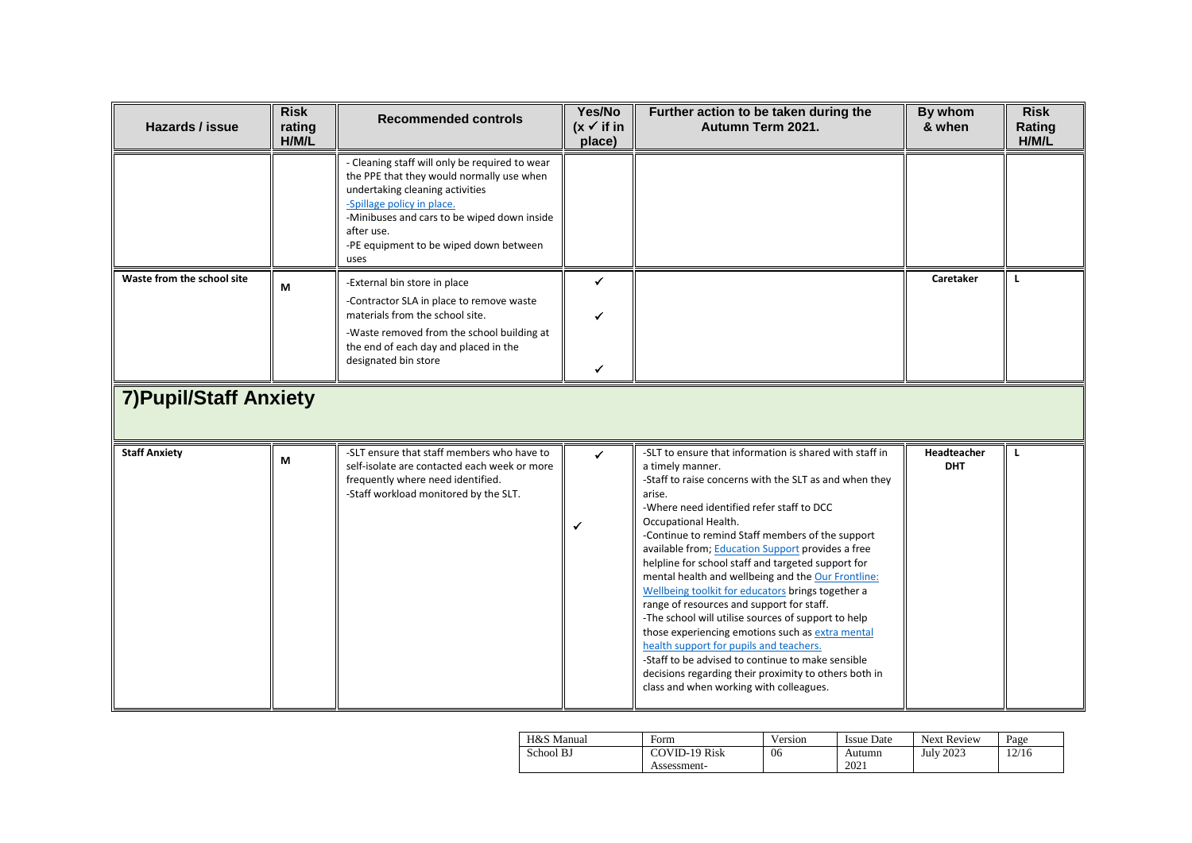| Hazards / issue | Risk rating H/M/L | Recommended controls | Yes/No (x ✓ if in place) | Further action to be taken during the Autumn Term 2021. | By whom & when | Risk Rating H/M/L |
|---|---|---|---|---|---|---|
| | | - Cleaning staff will only be required to wear the PPE that they would normally use when undertaking cleaning activities<br>-Spillage policy in place.<br>-Minibuses and cars to be wiped down inside after use.<br>-PE equipment to be wiped down between uses | | | | |
| **Waste from the school site** | **M** | -External bin store in place<br>-Contractor SLA in place to remove waste materials from the school site.<br>-Waste removed from the school building at the end of each day and placed in the designated bin store | ✓<br>✓<br>✓ | | **Caretaker** | **L** |

## 7)Pupil/Staff Anxiety

| Hazards / issue | Risk rating H/M/L | Recommended controls | Yes/No (x ✓ if in place) | Further action to be taken during the Autumn Term 2021. | By whom & when | Risk Rating H/M/L |
|---|---|---|---|---|---|---|
| **Staff Anxiety** | **M** | -SLT ensure that staff members who have to self-isolate are contacted each week or more frequently where need identified.<br>-Staff workload monitored by the SLT. | ✓<br>✓ | -SLT to ensure that information is shared with staff in a timely manner.<br>-Staff to raise concerns with the SLT as and when they arise.<br>-Where need identified refer staff to DCC Occupational Health.<br>-Continue to remind Staff members of the support available from; Education Support provides a free helpline for school staff and targeted support for mental health and wellbeing and the Our Frontline: Wellbeing toolkit for educators brings together a range of resources and support for staff.<br>-The school will utilise sources of support to help those experiencing emotions such as extra mental health support for pupils and teachers.<br>-Staff to be advised to continue to make sensible decisions regarding their proximity to others both in class and when working with colleagues. | **Headteacher DHT** | **L** |

| H&S Manual | Form | Version | Issue Date | Next Review | Page |
|---|---|---|---|---|---|
| School BJ | COVID-19 Risk Assessment- | 06 | Autumn 2021 | July 2023 | 12/16 |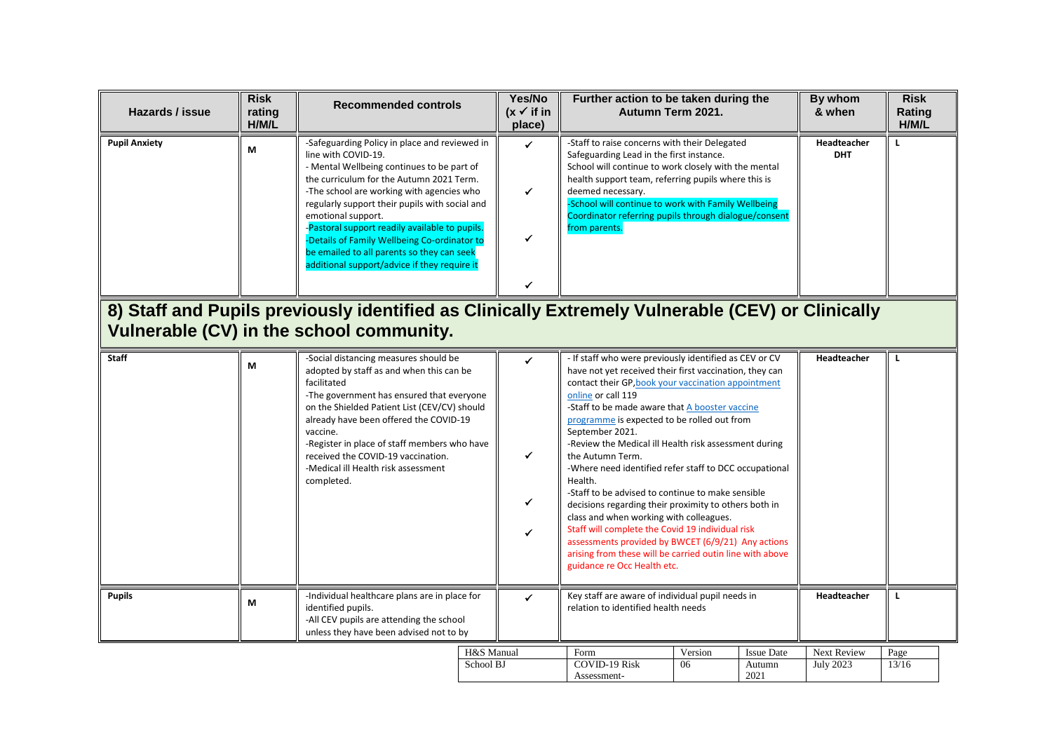| Hazards / issue | Risk rating H/M/L | Recommended controls | Yes/No (x ✓ if in place) | Further action to be taken during the Autumn Term 2021. | By whom & when | Risk Rating H/M/L |
|---|---|---|---|---|---|---|
| **Pupil Anxiety** | M | -Safeguarding Policy in place and reviewed in line with COVID-19.<br>- Mental Wellbeing continues to be part of the curriculum for the Autumn 2021 Term.<br>-The school are working with agencies who regularly support their pupils with social and emotional support.<br>-Pastoral support readily available to pupils.<br>-Details of Family Wellbeing Co-ordinator to be emailed to all parents so they can seek additional support/advice if they require it | ✓<br>✓<br>✓<br>✓ | -Staff to raise concerns with their Delegated Safeguarding Lead in the first instance.<br>School will continue to work closely with the mental health support team, referring pupils where this is deemed necessary.<br>-School will continue to work with Family Wellbeing Coordinator referring pupils through dialogue/consent from parents. | **Headteacher DHT** | L |

## 8) Staff and Pupils previously identified as Clinically Extremely Vulnerable (CEV) or Clinically Vulnerable (CV) in the school community.

| Hazards / issue | Risk rating H/M/L | Recommended controls | Yes/No (x ✓ if in place) | Further action to be taken during the Autumn Term 2021. | By whom & when | Risk Rating H/M/L |
|---|---|---|---|---|---|---|
| **Staff** | M | -Social distancing measures should be adopted by staff as and when this can be facilitated<br>-The government has ensured that everyone on the Shielded Patient List (CEV/CV) should already have been offered the COVID-19 vaccine.<br>-Register in place of staff members who have received the COVID-19 vaccination.<br>-Medical ill Health risk assessment completed. | ✓<br>✓<br>✓<br>✓ | - If staff who were previously identified as CEV or CV have not yet received their first vaccination, they can contact their GP, book your vaccination appointment online or call 119<br>-Staff to be made aware that A booster vaccine programme is expected to be rolled out from September 2021.<br>-Review the Medical ill Health risk assessment during the Autumn Term.<br>-Where need identified refer staff to DCC occupational Health.<br>-Staff to be advised to continue to make sensible decisions regarding their proximity to others both in class and when working with colleagues.<br>Staff will complete the Covid 19 individual risk assessments provided by BWCET (6/9/21) Any actions arising from these will be carried outin line with above guidance re Occ Health etc. | **Headteacher** | L |
| **Pupils** | M | -Individual healthcare plans are in place for identified pupils.<br>-All CEV pupils are attending the school unless they have been advised not to by | ✓ | Key staff are aware of individual pupil needs in relation to identified health needs | **Headteacher** | L |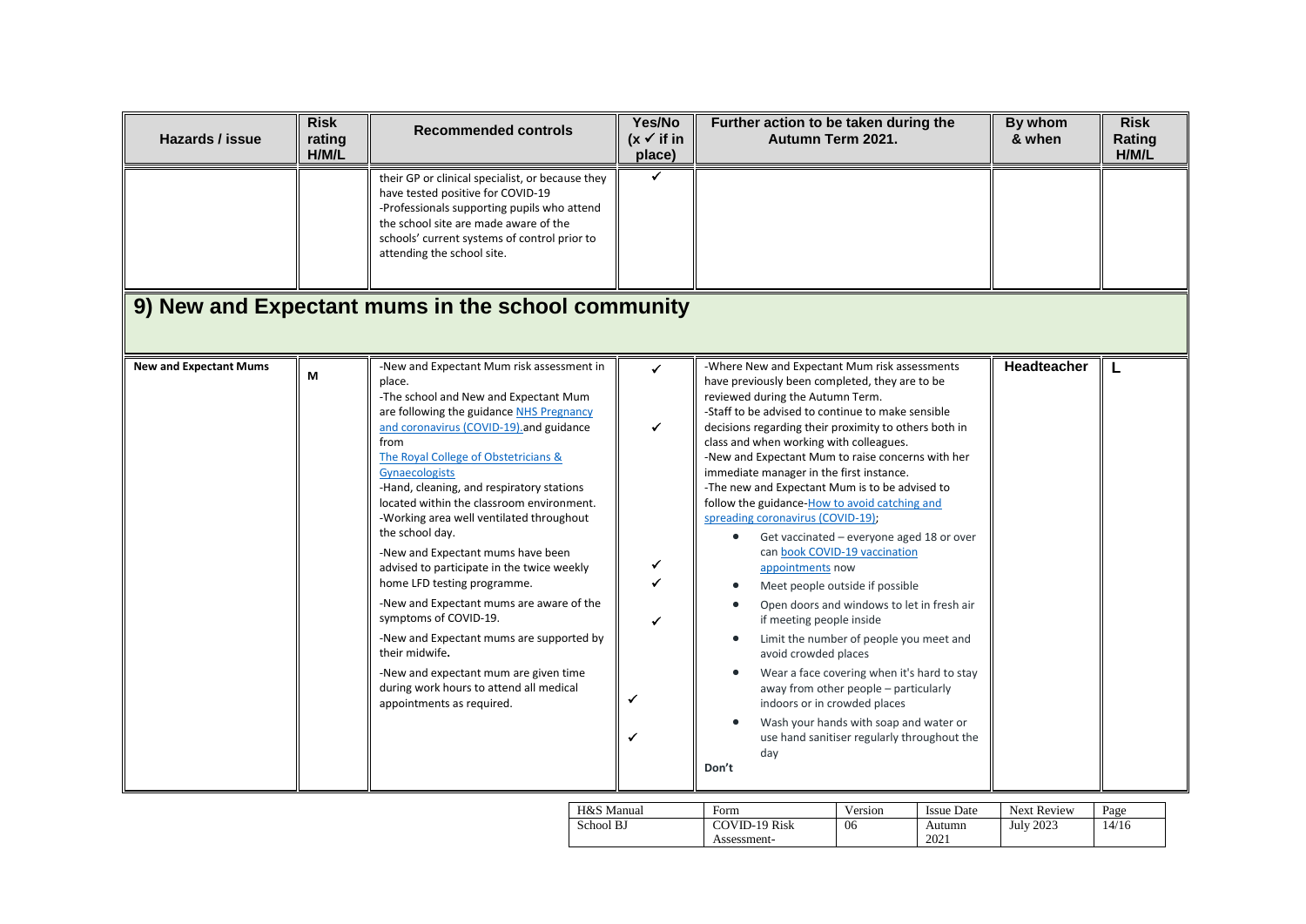| Hazards / issue | Risk rating H/M/L | Recommended controls | Yes/No (x ✓ if in place) | Further action to be taken during the Autumn Term 2021. | By whom & when | Risk Rating H/M/L |
|---|---|---|---|---|---|---|
| | | their GP or clinical specialist, or because they have tested positive for COVID-19<br>-Professionals supporting pupils who attend the school site are made aware of the schools' current systems of control prior to attending the school site. | ✓ | | | |

## 9) New and Expectant mums in the school community

| Hazards / issue | Risk rating H/M/L | Recommended controls | Yes/No (x ✓ if in place) | Further action to be taken during the Autumn Term 2021. | By whom & when | Risk Rating H/M/L |
|---|---|---|---|---|---|---|
| **New and Expectant Mums** | M | -New and Expectant Mum risk assessment in place.<br>-The school and New and Expectant Mum are following the guidance NHS Pregnancy and coronavirus (COVID-19). and guidance from The Royal College of Obstetricians & Gynaecologists<br>-Hand, cleaning, and respiratory stations located within the classroom environment.<br>-Working area well ventilated throughout the school day.<br>-New and Expectant mums have been advised to participate in the twice weekly home LFD testing programme.<br>-New and Expectant mums are aware of the symptoms of COVID-19.<br>-New and Expectant mums are supported by their midwife.<br>-New and expectant mum are given time during work hours to attend all medical appointments as required. | ✓<br>✓<br>✓<br>✓<br>✓<br>✓<br>✓ | -Where New and Expectant Mum risk assessments have previously been completed, they are to be reviewed during the Autumn Term.<br>-Staff to be advised to continue to make sensible decisions regarding their proximity to others both in class and when working with colleagues.<br>-New and Expectant Mum to raise concerns with her immediate manager in the first instance.<br>-The new and Expectant Mum is to be advised to follow the guidance-How to avoid catching and spreading coronavirus (COVID-19);<br>• Get vaccinated – everyone aged 18 or over can book COVID-19 vaccination appointments now<br>• Meet people outside if possible<br>• Open doors and windows to let in fresh air if meeting people inside<br>• Limit the number of people you meet and avoid crowded places<br>• Wear a face covering when it's hard to stay away from other people – particularly indoors or in crowded places<br>• Wash your hands with soap and water or use hand sanitiser regularly throughout the day<br>**Don't** | **Headteacher** | **L** |

| H&S Manual | Form | Version | Issue Date | Next Review |
|---|---|---|---|---|
| School BJ | COVID-19 Risk Assessment- | 06 | Autumn 2021 | July 2023 |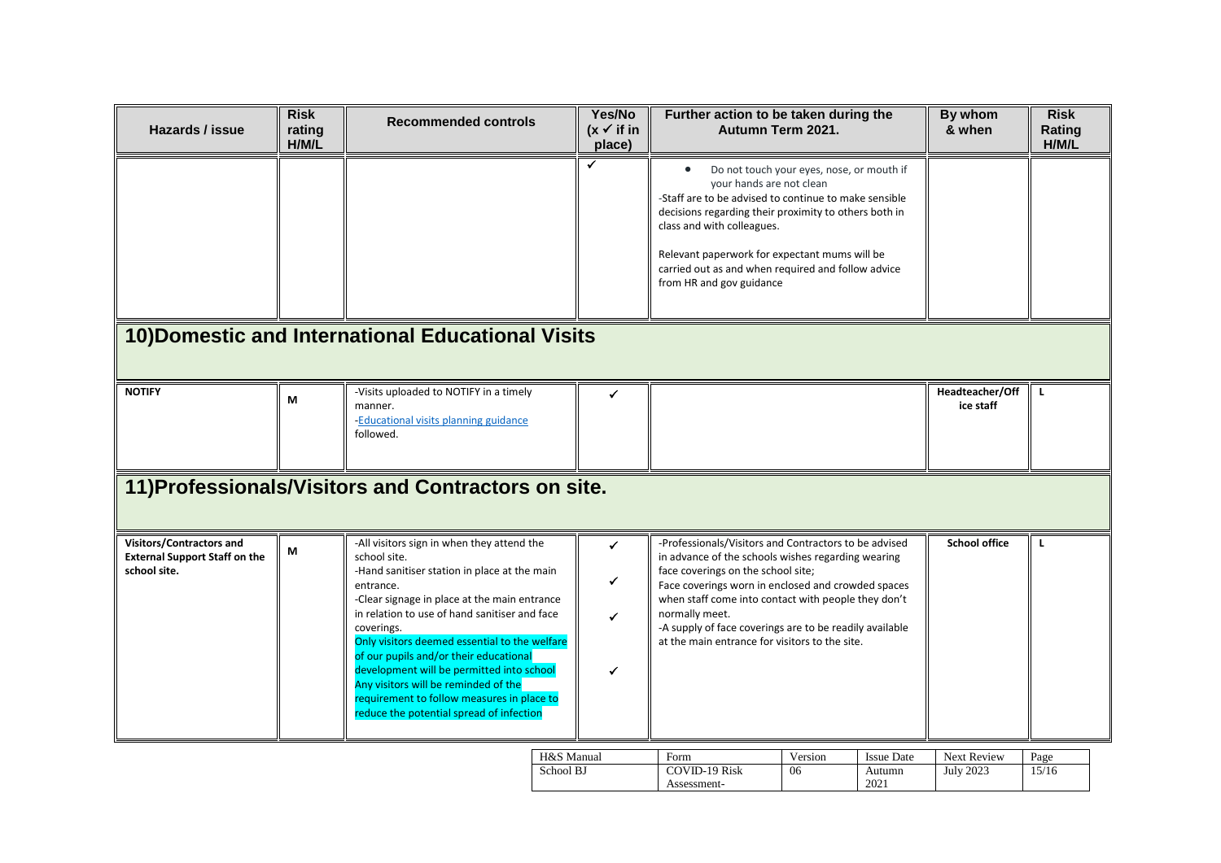| Hazards / issue | Risk rating H/M/L | Recommended controls | Yes/No (x ✓ if in place) | Further action to be taken during the Autumn Term 2021. | By whom & when | Risk Rating H/M/L |
|---|---|---|---|---|---|---|
| | | | ✓ | • Do not touch your eyes, nose, or mouth if your hands are not clean<br>-Staff are to be advised to continue to make sensible decisions regarding their proximity to others both in class and with colleagues.<br><br>Relevant paperwork for expectant mums will be carried out as and when required and follow advice from HR and gov guidance | | |
| **10)Domestic and International Educational Visits** | | | | | | |
| **NOTIFY** | M | -Visits uploaded to NOTIFY in a timely manner.<br>-Educational visits planning guidance followed. | ✓ | | **Headteacher/Office staff** | L |
| **11)Professionals/Visitors and Contractors on site.** | | | | | | |
| **Visitors/Contractors and External Support Staff on the school site.** | M | -All visitors sign in when they attend the school site.<br>-Hand sanitiser station in place at the main entrance.<br>-Clear signage in place at the main entrance in relation to use of hand sanitiser and face coverings.<br>Only visitors deemed essential to the welfare of our pupils and/or their educational development will be permitted into school<br>Any visitors will be reminded of the requirement to follow measures in place to reduce the potential spread of infection | ✓<br>✓<br>✓<br>✓ | -Professionals/Visitors and Contractors to be advised in advance of the schools wishes regarding wearing face coverings on the school site;<br>Face coverings worn in enclosed and crowded spaces when staff come into contact with people they don't normally meet.<br>-A supply of face coverings are to be readily available at the main entrance for visitors to the site. | **School office** | L |

| H&S Manual | Form | Version | Issue Date | Next Review | Page |
|---|---|---|---|---|---|
| School BJ | COVID-19 Risk Assessment- | 06 | Autumn 2021 | July 2023 | 15/16 |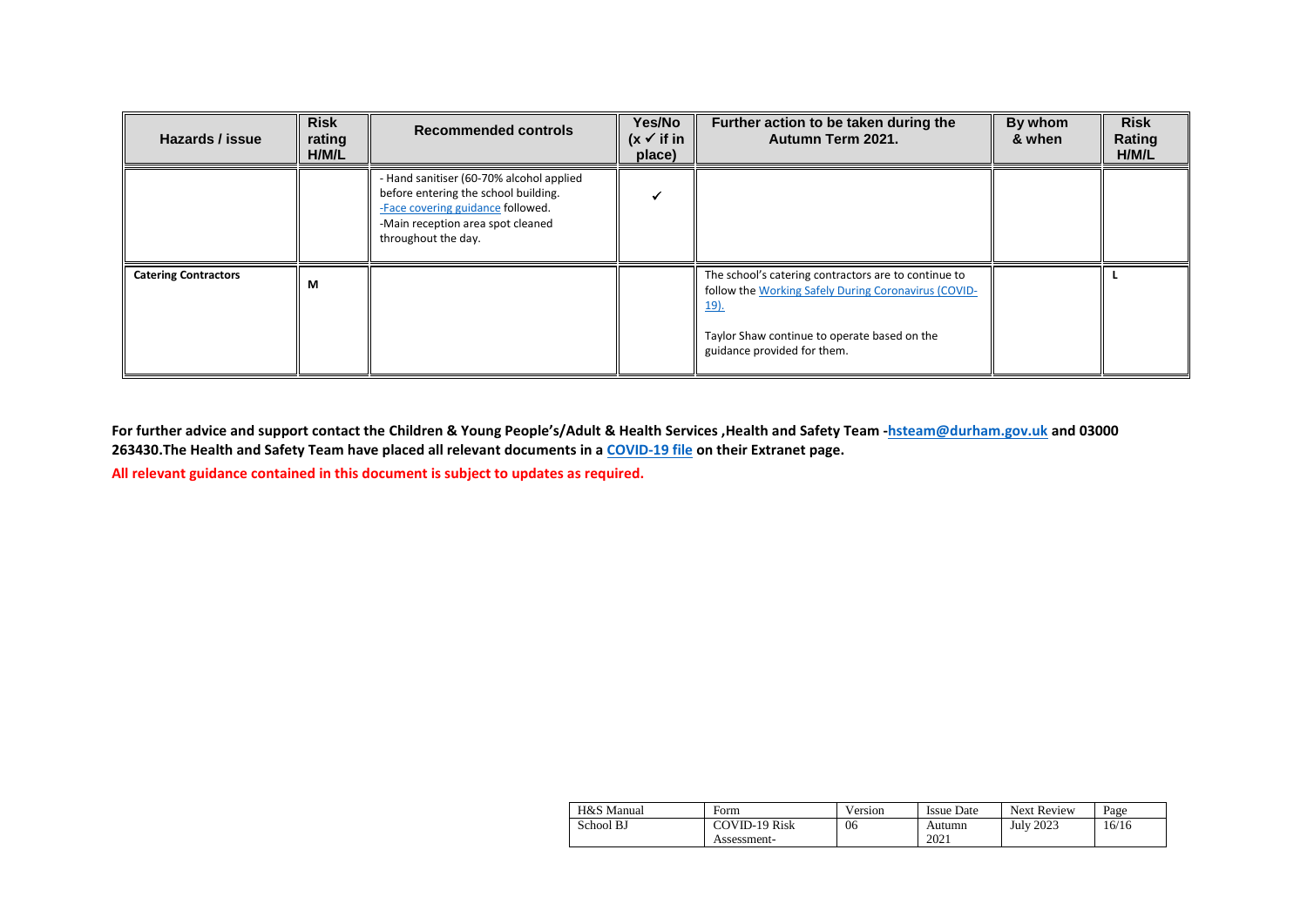| Hazards / issue | Risk rating H/M/L | Recommended controls | Yes/No (x ✓ if in place) | Further action to be taken during the Autumn Term 2021. | By whom & when | Risk Rating H/M/L |
|---|---|---|---|---|---|---|
| | | - Hand sanitiser (60-70% alcohol applied before entering the school building.<br>-Face covering guidance followed.<br>-Main reception area spot cleaned throughout the day. | ✓ | | | |
| **Catering Contractors** | M | | | The school's catering contractors are to continue to follow the Working Safely During Coronavirus (COVID-19).<br><br>Taylor Shaw continue to operate based on the guidance provided for them. | | L |

**For further advice and support contact the Children & Young People's/Adult & Health Services ,Health and Safety Team -hsteam@durham.gov.uk and 03000 263430.The Health and Safety Team have placed all relevant documents in a COVID-19 file on their Extranet page.**

**All relevant guidance contained in this document is subject to updates as required.**

| H&S Manual | Form | Version | Issue Date | Next Review | Page |
|---|---|---|---|---|---|
| School BJ | COVID-19 Risk Assessment- | 06 | Autumn 2021 | July 2023 | 16/16 |